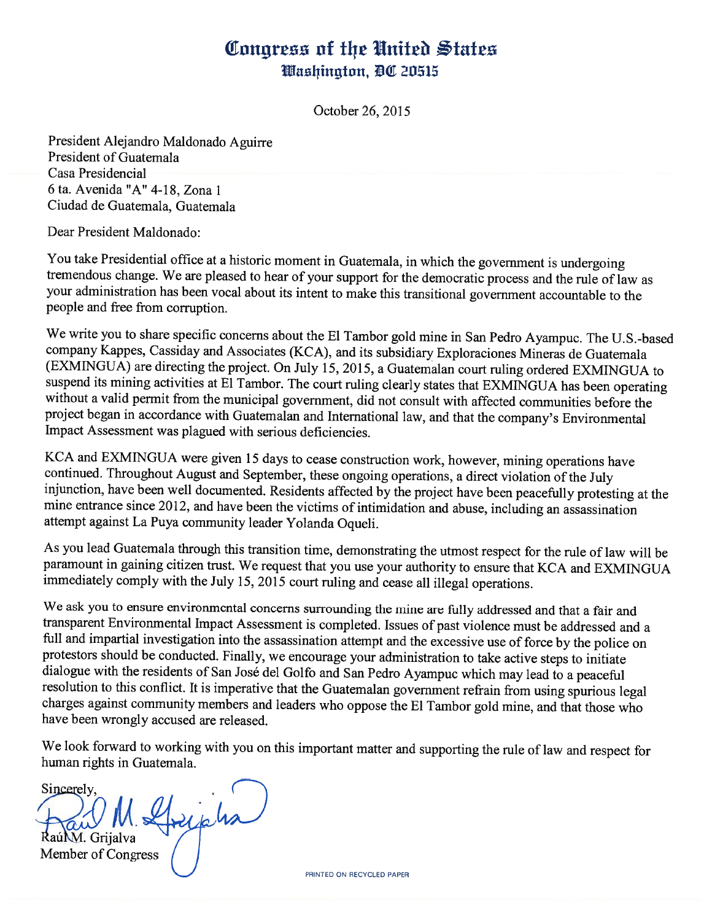# Congress of the United States
## Washington, DC 20515

October 26, 2015

President Alejandro Maldonado Aguirre
President of Guatemala
Casa Presidencial
6 ta. Avenida "A" 4-18, Zona 1
Ciudad de Guatemala, Guatemala

Dear President Maldonado:

You take Presidential office at a historic moment in Guatemala, in which the government is undergoing tremendous change. We are pleased to hear of your support for the democratic process and the rule of law as your administration has been vocal about its intent to make this transitional government accountable to the people and free from corruption.

We write you to share specific concerns about the El Tambor gold mine in San Pedro Ayampuc. The U.S.-based company Kappes, Cassiday and Associates (KCA), and its subsidiary Exploraciones Mineras de Guatemala (EXMINGUA) are directing the project. On July 15, 2015, a Guatemalan court ruling ordered EXMINGUA to suspend its mining activities at El Tambor. The court ruling clearly states that EXMINGUA has been operating without a valid permit from the municipal government, did not consult with affected communities before the project began in accordance with Guatemalan and International law, and that the company's Environmental Impact Assessment was plagued with serious deficiencies.

KCA and EXMINGUA were given 15 days to cease construction work, however, mining operations have continued. Throughout August and September, these ongoing operations, a direct violation of the July injunction, have been well documented. Residents affected by the project have been peacefully protesting at the mine entrance since 2012, and have been the victims of intimidation and abuse, including an assassination attempt against La Puya community leader Yolanda Oqueli.

As you lead Guatemala through this transition time, demonstrating the utmost respect for the rule of law will be paramount in gaining citizen trust. We request that you use your authority to ensure that KCA and EXMINGUA immediately comply with the July 15, 2015 court ruling and cease all illegal operations.

We ask you to ensure environmental concerns surrounding the mine are fully addressed and that a fair and transparent Environmental Impact Assessment is completed. Issues of past violence must be addressed and a full and impartial investigation into the assassination attempt and the excessive use of force by the police on protestors should be conducted. Finally, we encourage your administration to take active steps to initiate dialogue with the residents of San José del Golfo and San Pedro Ayampuc which may lead to a peaceful resolution to this conflict. It is imperative that the Guatemalan government refrain from using spurious legal charges against community members and leaders who oppose the El Tambor gold mine, and that those who have been wrongly accused are released.

We look forward to working with you on this important matter and supporting the rule of law and respect for human rights in Guatemala.

Sincerely,

Raúl M. Grijalva
Member of Congress

PRINTED ON RECYCLED PAPER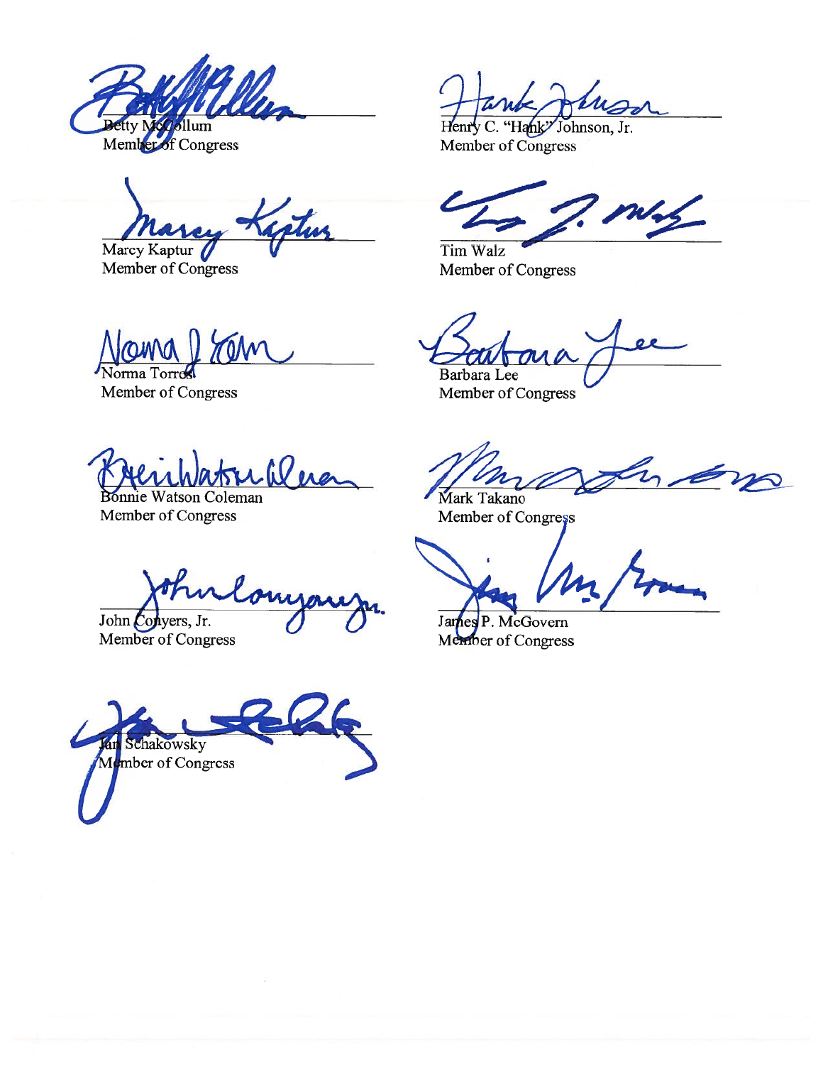Betty McCollum
Member of Congress

Henry C. "Hank" Johnson, Jr.
Member of Congress

Marcy Kaptur
Member of Congress

Tim Walz
Member of Congress

Norma Torres
Member of Congress

Barbara Lee
Member of Congress

Bonnie Watson Coleman
Member of Congress

Mark Takano
Member of Congress

John Conyers, Jr.
Member of Congress

James P. McGovern
Member of Congress

Jan Schakowsky
Member of Congress